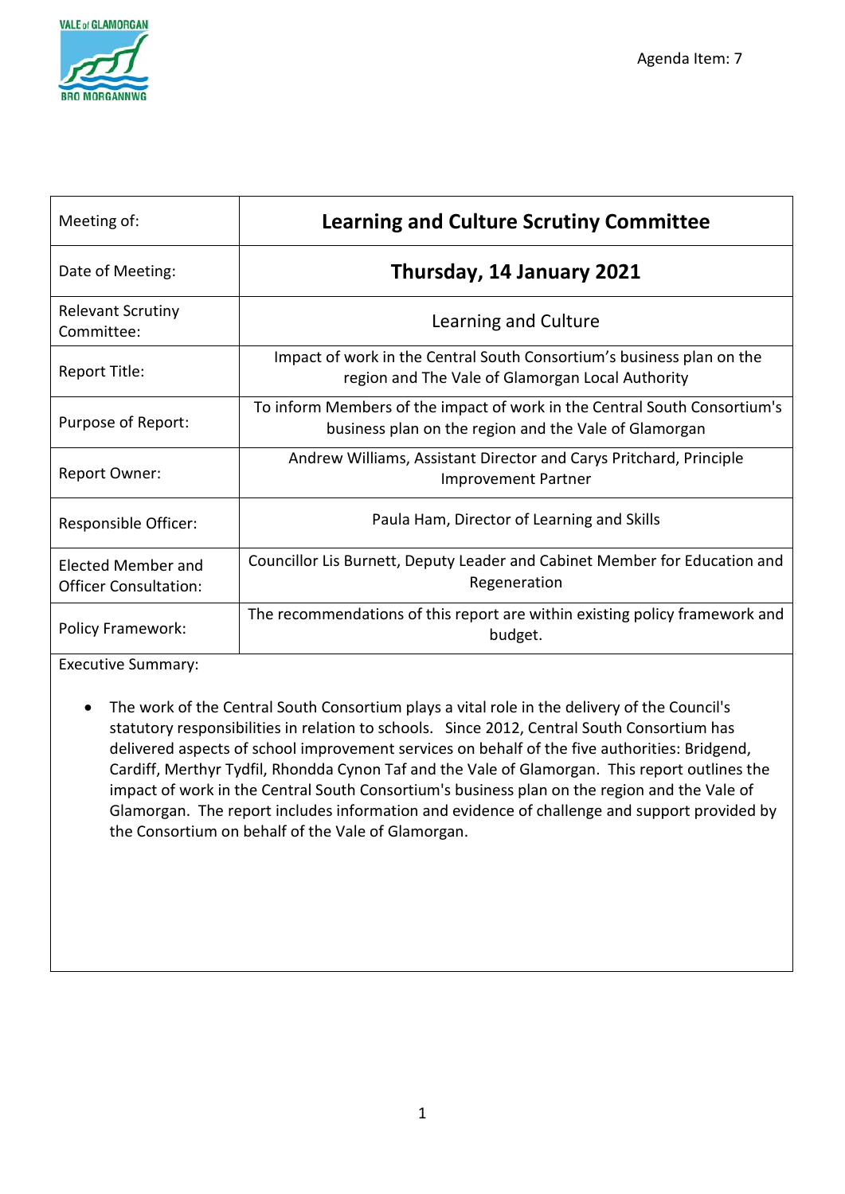Agenda Item: 7

| Meeting of: | **Learning and Culture Scrutiny Committee** |
| --- | --- |
| Date of Meeting: | **Thursday, 14 January 2021** |
| Relevant Scrutiny Committee: | Learning and Culture |
| Report Title: | Impact of work in the Central South Consortium's business plan on the region and The Vale of Glamorgan Local Authority |
| Purpose of Report: | To inform Members of the impact of work in the Central South Consortium's business plan on the region and the Vale of Glamorgan |
| Report Owner: | Andrew Williams, Assistant Director and Carys Pritchard, Principle Improvement Partner |
| Responsible Officer: | Paula Ham, Director of Learning and Skills |
| Elected Member and Officer Consultation: | Councillor Lis Burnett, Deputy Leader and Cabinet Member for Education and Regeneration |
| Policy Framework: | The recommendations of this report are within existing policy framework and budget. |

Executive Summary:

- The work of the Central South Consortium plays a vital role in the delivery of the Council's statutory responsibilities in relation to schools. Since 2012, Central South Consortium has delivered aspects of school improvement services on behalf of the five authorities: Bridgend, Cardiff, Merthyr Tydfil, Rhondda Cynon Taf and the Vale of Glamorgan. This report outlines the impact of work in the Central South Consortium's business plan on the region and the Vale of Glamorgan. The report includes information and evidence of challenge and support provided by the Consortium on behalf of the Vale of Glamorgan.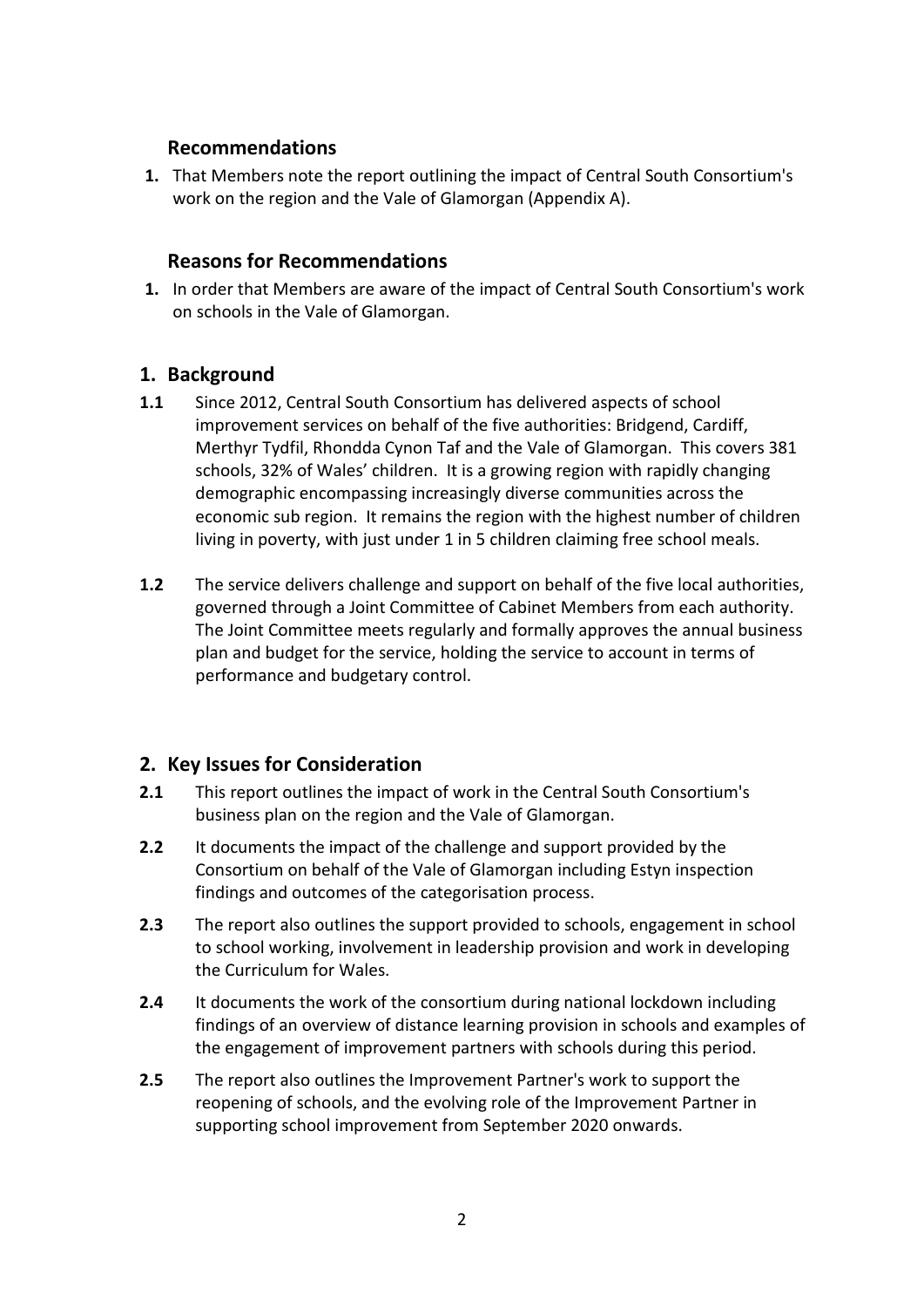## Recommendations

1. That Members note the report outlining the impact of Central South Consortium's work on the region and the Vale of Glamorgan (Appendix A).

## Reasons for Recommendations

1. In order that Members are aware of the impact of Central South Consortium's work on schools in the Vale of Glamorgan.

## 1. Background

**1.1** Since 2012, Central South Consortium has delivered aspects of school improvement services on behalf of the five authorities: Bridgend, Cardiff, Merthyr Tydfil, Rhondda Cynon Taf and the Vale of Glamorgan. This covers 381 schools, 32% of Wales' children. It is a growing region with rapidly changing demographic encompassing increasingly diverse communities across the economic sub region. It remains the region with the highest number of children living in poverty, with just under 1 in 5 children claiming free school meals.

**1.2** The service delivers challenge and support on behalf of the five local authorities, governed through a Joint Committee of Cabinet Members from each authority. The Joint Committee meets regularly and formally approves the annual business plan and budget for the service, holding the service to account in terms of performance and budgetary control.

## 2. Key Issues for Consideration

**2.1** This report outlines the impact of work in the Central South Consortium's business plan on the region and the Vale of Glamorgan.

**2.2** It documents the impact of the challenge and support provided by the Consortium on behalf of the Vale of Glamorgan including Estyn inspection findings and outcomes of the categorisation process.

**2.3** The report also outlines the support provided to schools, engagement in school to school working, involvement in leadership provision and work in developing the Curriculum for Wales.

**2.4** It documents the work of the consortium during national lockdown including findings of an overview of distance learning provision in schools and examples of the engagement of improvement partners with schools during this period.

**2.5** The report also outlines the Improvement Partner's work to support the reopening of schools, and the evolving role of the Improvement Partner in supporting school improvement from September 2020 onwards.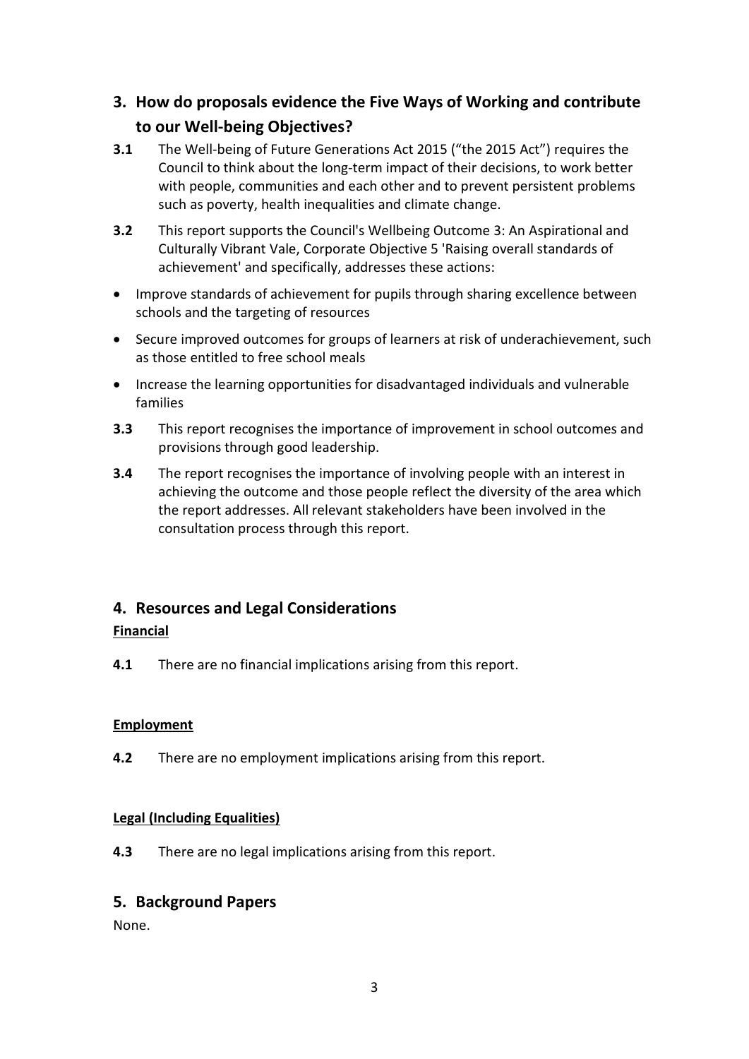## 3. How do proposals evidence the Five Ways of Working and contribute to our Well-being Objectives?

**3.1** The Well-being of Future Generations Act 2015 ("the 2015 Act") requires the Council to think about the long-term impact of their decisions, to work better with people, communities and each other and to prevent persistent problems such as poverty, health inequalities and climate change.

**3.2** This report supports the Council's Wellbeing Outcome 3: An Aspirational and Culturally Vibrant Vale, Corporate Objective 5 'Raising overall standards of achievement' and specifically, addresses these actions:

- Improve standards of achievement for pupils through sharing excellence between schools and the targeting of resources
- Secure improved outcomes for groups of learners at risk of underachievement, such as those entitled to free school meals
- Increase the learning opportunities for disadvantaged individuals and vulnerable families

**3.3** This report recognises the importance of improvement in school outcomes and provisions through good leadership.

**3.4** The report recognises the importance of involving people with an interest in achieving the outcome and those people reflect the diversity of the area which the report addresses. All relevant stakeholders have been involved in the consultation process through this report.

## 4. Resources and Legal Considerations

**Financial**

**4.1** There are no financial implications arising from this report.

**Employment**

**4.2** There are no employment implications arising from this report.

**Legal (Including Equalities)**

**4.3** There are no legal implications arising from this report.

## 5. Background Papers

None.